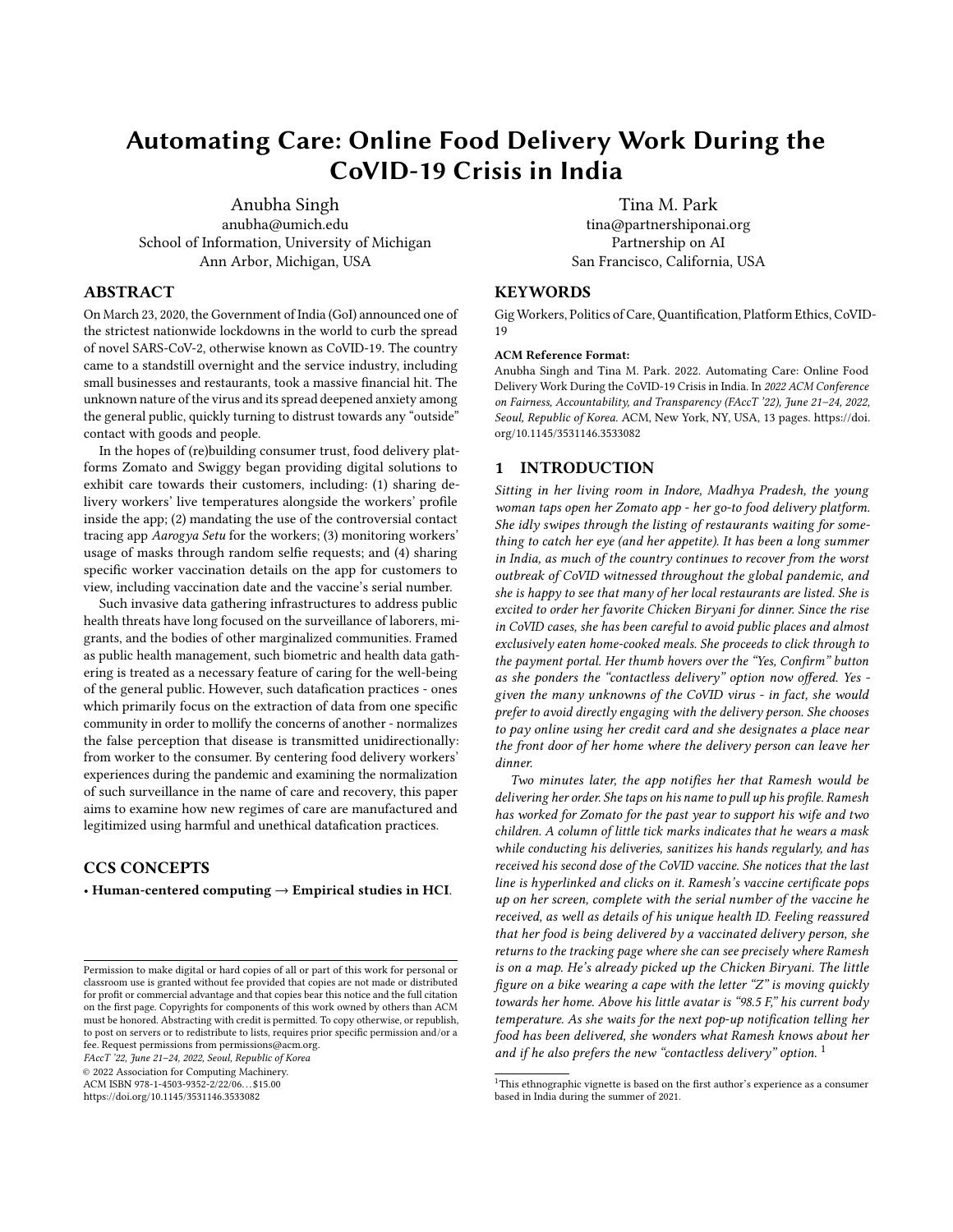# Automating Care: Online Food Delivery Work During the CoVID-19 Crisis in India

Anubha Singh
anubha@umich.edu
School of Information, University of Michigan
Ann Arbor, Michigan, USA

Tina M. Park
tina@partnershiponai.org
Partnership on AI
San Francisco, California, USA

## ABSTRACT

On March 23, 2020, the Government of India (GoI) announced one of the strictest nationwide lockdowns in the world to curb the spread of novel SARS-CoV-2, otherwise known as CoVID-19. The country came to a standstill overnight and the service industry, including small businesses and restaurants, took a massive financial hit. The unknown nature of the virus and its spread deepened anxiety among the general public, quickly turning to distrust towards any "outside" contact with goods and people.

In the hopes of (re)building consumer trust, food delivery platforms Zomato and Swiggy began providing digital solutions to exhibit care towards their customers, including: (1) sharing delivery workers' live temperatures alongside the workers' profile inside the app; (2) mandating the use of the controversial contact tracing app *Aarogya Setu* for the workers; (3) monitoring workers' usage of masks through random selfie requests; and (4) sharing specific worker vaccination details on the app for customers to view, including vaccination date and the vaccine's serial number.

Such invasive data gathering infrastructures to address public health threats have long focused on the surveillance of laborers, migrants, and the bodies of other marginalized communities. Framed as public health management, such biometric and health data gathering is treated as a necessary feature of caring for the well-being of the general public. However, such datafication practices - ones which primarily focus on the extraction of data from one specific community in order to mollify the concerns of another - normalizes the false perception that disease is transmitted unidirectionally: from worker to the consumer. By centering food delivery workers' experiences during the pandemic and examining the normalization of such surveillance in the name of care and recovery, this paper aims to examine how new regimes of care are manufactured and legitimized using harmful and unethical datafication practices.

## CCS CONCEPTS

• **Human-centered computing → Empirical studies in HCI**.

## KEYWORDS

Gig Workers, Politics of Care, Quantification, Platform Ethics, CoVID-19

**ACM Reference Format:**
Anubha Singh and Tina M. Park. 2022. Automating Care: Online Food Delivery Work During the CoVID-19 Crisis in India. In *2022 ACM Conference on Fairness, Accountability, and Transparency (FAccT '22), June 21–24, 2022, Seoul, Republic of Korea.* ACM, New York, NY, USA, 13 pages. https://doi.org/10.1145/3531146.3533082

Permission to make digital or hard copies of all or part of this work for personal or classroom use is granted without fee provided that copies are not made or distributed for profit or commercial advantage and that copies bear this notice and the full citation on the first page. Copyrights for components of this work owned by others than ACM must be honored. Abstracting with credit is permitted. To copy otherwise, or republish, to post on servers or to redistribute to lists, requires prior specific permission and/or a fee. Request permissions from permissions@acm.org.
*FAccT '22, June 21–24, 2022, Seoul, Republic of Korea*
© 2022 Association for Computing Machinery.
ACM ISBN 978-1-4503-9352-2/22/06...$15.00
https://doi.org/10.1145/3531146.3533082

## 1 INTRODUCTION

*Sitting in her living room in Indore, Madhya Pradesh, the young woman taps open her Zomato app - her go-to food delivery platform. She idly swipes through the listing of restaurants waiting for something to catch her eye (and her appetite). It has been a long summer in India, as much of the country continues to recover from the worst outbreak of CoVID witnessed throughout the global pandemic, and she is happy to see that many of her local restaurants are listed. She is excited to order her favorite Chicken Biryani for dinner. Since the rise in CoVID cases, she has been careful to avoid public places and almost exclusively eaten home-cooked meals. She proceeds to click through to the payment portal. Her thumb hovers over the "Yes, Confirm" button as she ponders the "contactless delivery" option now offered. Yes - given the many unknowns of the CoVID virus - in fact, she would prefer to avoid directly engaging with the delivery person. She chooses to pay online using her credit card and she designates a place near the front door of her home where the delivery person can leave her dinner.*

*Two minutes later, the app notifies her that Ramesh would be delivering her order. She taps on his name to pull up his profile. Ramesh has worked for Zomato for the past year to support his wife and two children. A column of little tick marks indicates that he wears a mask while conducting his deliveries, sanitizes his hands regularly, and has received his second dose of the CoVID vaccine. She notices that the last line is hyperlinked and clicks on it. Ramesh's vaccine certificate pops up on her screen, complete with the serial number of the vaccine he received, as well as details of his unique health ID. Feeling reassured that her food is being delivered by a vaccinated delivery person, she returns to the tracking page where she can see precisely where Ramesh is on a map. He's already picked up the Chicken Biryani. The little figure on a bike wearing a cape with the letter "Z" is moving quickly towards her home. Above his little avatar is "98.5 F," his current body temperature. As she waits for the next pop-up notification telling her food has been delivered, she wonders what Ramesh knows about her and if he also prefers the new "contactless delivery" option.* [1]

[1]This ethnographic vignette is based on the first author's experience as a consumer based in India during the summer of 2021.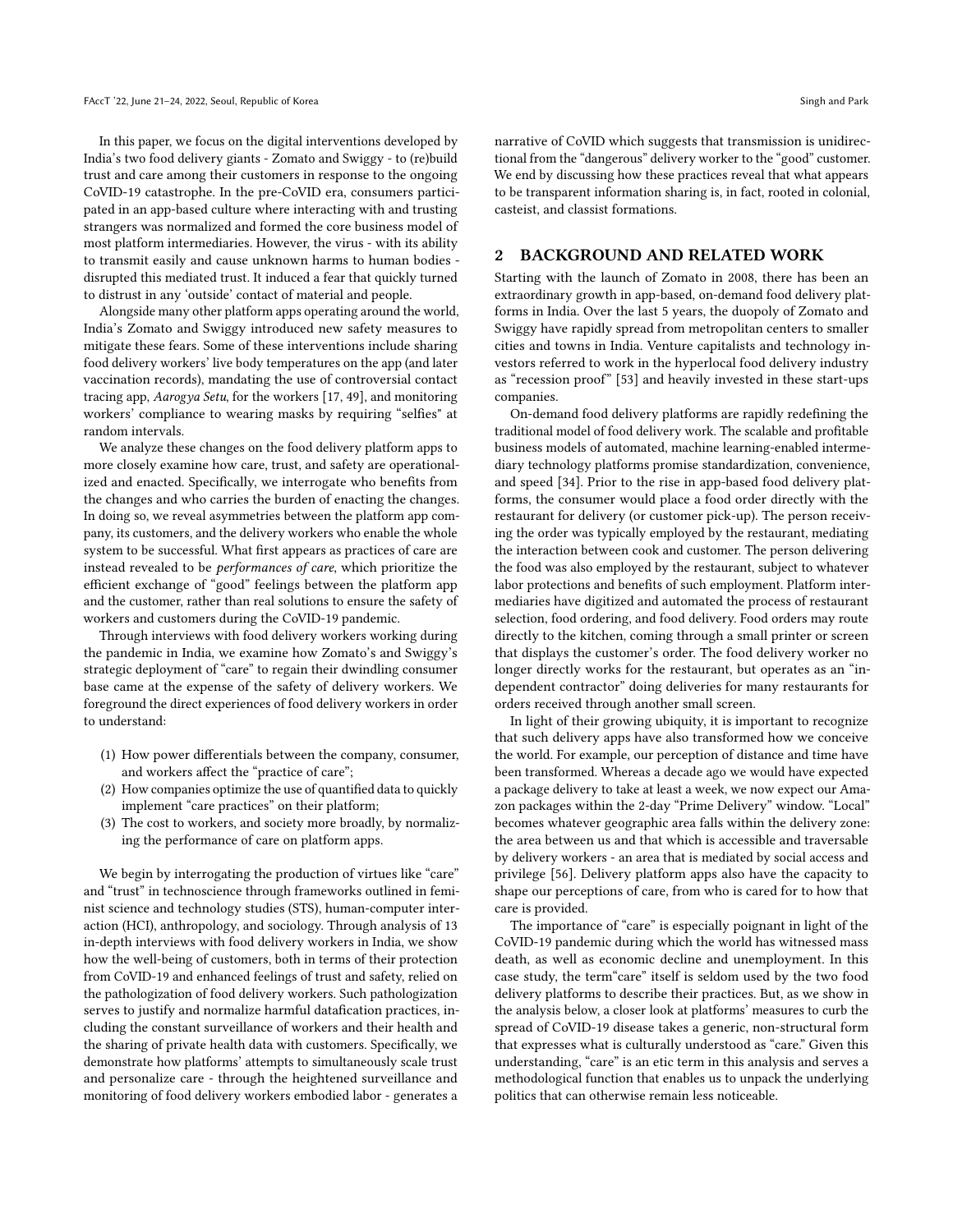In this paper, we focus on the digital interventions developed by India's two food delivery giants - Zomato and Swiggy - to (re)build trust and care among their customers in response to the ongoing CoVID-19 catastrophe. In the pre-CoVID era, consumers participated in an app-based culture where interacting with and trusting strangers was normalized and formed the core business model of most platform intermediaries. However, the virus - with its ability to transmit easily and cause unknown harms to human bodies - disrupted this mediated trust. It induced a fear that quickly turned to distrust in any 'outside' contact of material and people.

Alongside many other platform apps operating around the world, India's Zomato and Swiggy introduced new safety measures to mitigate these fears. Some of these interventions include sharing food delivery workers' live body temperatures on the app (and later vaccination records), mandating the use of controversial contact tracing app, *Aarogya Setu*, for the workers [17, 49], and monitoring workers' compliance to wearing masks by requiring "selfies" at random intervals.

We analyze these changes on the food delivery platform apps to more closely examine how care, trust, and safety are operationalized and enacted. Specifically, we interrogate who benefits from the changes and who carries the burden of enacting the changes. In doing so, we reveal asymmetries between the platform app company, its customers, and the delivery workers who enable the whole system to be successful. What first appears as practices of care are instead revealed to be *performances of care*, which prioritize the efficient exchange of "good" feelings between the platform app and the customer, rather than real solutions to ensure the safety of workers and customers during the CoVID-19 pandemic.

Through interviews with food delivery workers working during the pandemic in India, we examine how Zomato's and Swiggy's strategic deployment of "care" to regain their dwindling consumer base came at the expense of the safety of delivery workers. We foreground the direct experiences of food delivery workers in order to understand:

1. How power differentials between the company, consumer, and workers affect the "practice of care";
2. How companies optimize the use of quantified data to quickly implement "care practices" on their platform;
3. The cost to workers, and society more broadly, by normalizing the performance of care on platform apps.

We begin by interrogating the production of virtues like "care" and "trust" in technoscience through frameworks outlined in feminist science and technology studies (STS), human-computer interaction (HCI), anthropology, and sociology. Through analysis of 13 in-depth interviews with food delivery workers in India, we show how the well-being of customers, both in terms of their protection from CoVID-19 and enhanced feelings of trust and safety, relied on the pathologization of food delivery workers. Such pathologization serves to justify and normalize harmful datafication practices, including the constant surveillance of workers and their health and the sharing of private health data with customers. Specifically, we demonstrate how platforms' attempts to simultaneously scale trust and personalize care - through the heightened surveillance and monitoring of food delivery workers embodied labor - generates a narrative of CoVID which suggests that transmission is unidirectional from the "dangerous" delivery worker to the "good" customer. We end by discussing how these practices reveal that what appears to be transparent information sharing is, in fact, rooted in colonial, casteist, and classist formations.

## 2 BACKGROUND AND RELATED WORK

Starting with the launch of Zomato in 2008, there has been an extraordinary growth in app-based, on-demand food delivery platforms in India. Over the last 5 years, the duopoly of Zomato and Swiggy have rapidly spread from metropolitan centers to smaller cities and towns in India. Venture capitalists and technology investors referred to work in the hyperlocal food delivery industry as "recession proof" [53] and heavily invested in these start-ups companies.

On-demand food delivery platforms are rapidly redefining the traditional model of food delivery work. The scalable and profitable business models of automated, machine learning-enabled intermediary technology platforms promise standardization, convenience, and speed [34]. Prior to the rise in app-based food delivery platforms, the consumer would place a food order directly with the restaurant for delivery (or customer pick-up). The person receiving the order was typically employed by the restaurant, mediating the interaction between cook and customer. The person delivering the food was also employed by the restaurant, subject to whatever labor protections and benefits of such employment. Platform intermediaries have digitized and automated the process of restaurant selection, food ordering, and food delivery. Food orders may route directly to the kitchen, coming through a small printer or screen that displays the customer's order. The food delivery worker no longer directly works for the restaurant, but operates as an "independent contractor" doing deliveries for many restaurants for orders received through another small screen.

In light of their growing ubiquity, it is important to recognize that such delivery apps have also transformed how we conceive the world. For example, our perception of distance and time have been transformed. Whereas a decade ago we would have expected a package delivery to take at least a week, we now expect our Amazon packages within the 2-day "Prime Delivery" window. "Local" becomes whatever geographic area falls within the delivery zone: the area between us and that which is accessible and traversable by delivery workers - an area that is mediated by social access and privilege [56]. Delivery platform apps also have the capacity to shape our perceptions of care, from who is cared for to how that care is provided.

The importance of "care" is especially poignant in light of the CoVID-19 pandemic during which the world has witnessed mass death, as well as economic decline and unemployment. In this case study, the term"care" itself is seldom used by the two food delivery platforms to describe their practices. But, as we show in the analysis below, a closer look at platforms' measures to curb the spread of CoVID-19 disease takes a generic, non-structural form that expresses what is culturally understood as "care." Given this understanding, "care" is an etic term in this analysis and serves a methodological function that enables us to unpack the underlying politics that can otherwise remain less noticeable.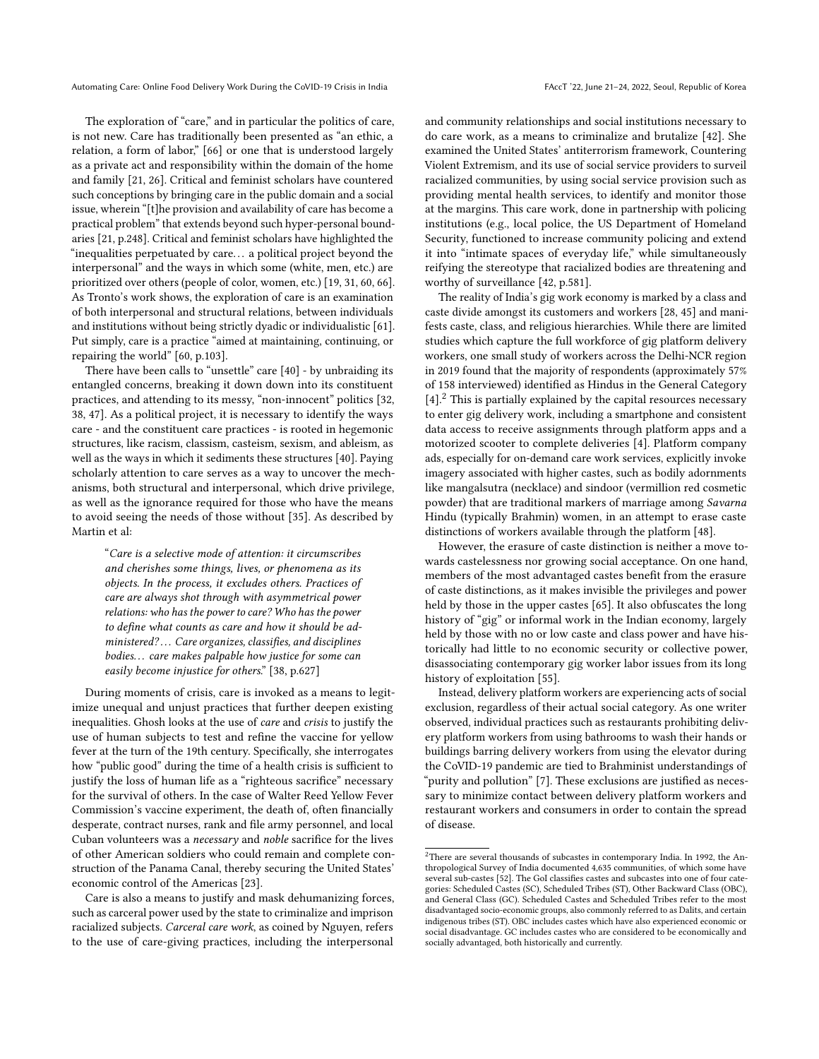The exploration of "care," and in particular the politics of care, is not new. Care has traditionally been presented as "an ethic, a relation, a form of labor," [66] or one that is understood largely as a private act and responsibility within the domain of the home and family [21, 26]. Critical and feminist scholars have countered such conceptions by bringing care in the public domain and a social issue, wherein "[t]he provision and availability of care has become a practical problem" that extends beyond such hyper-personal boundaries [21, p.248]. Critical and feminist scholars have highlighted the "inequalities perpetuated by care… a political project beyond the interpersonal" and the ways in which some (white, men, etc.) are prioritized over others (people of color, women, etc.) [19, 31, 60, 66]. As Tronto's work shows, the exploration of care is an examination of both interpersonal and structural relations, between individuals and institutions without being strictly dyadic or individualistic [61]. Put simply, care is a practice "aimed at maintaining, continuing, or repairing the world" [60, p.103].

There have been calls to "unsettle" care [40] - by unbraiding its entangled concerns, breaking it down down into its constituent practices, and attending to its messy, "non-innocent" politics [32, 38, 47]. As a political project, it is necessary to identify the ways care - and the constituent care practices - is rooted in hegemonic structures, like racism, classism, casteism, sexism, and ableism, as well as the ways in which it sediments these structures [40]. Paying scholarly attention to care serves as a way to uncover the mechanisms, both structural and interpersonal, which drive privilege, as well as the ignorance required for those who have the means to avoid seeing the needs of those without [35]. As described by Martin et al:

> "*Care is a selective mode of attention: it circumscribes and cherishes some things, lives, or phenomena as its objects. In the process, it excludes others. Practices of care are always shot through with asymmetrical power relations: who has the power to care? Who has the power to define what counts as care and how it should be administered?… Care organizes, classifies, and disciplines bodies… care makes palpable how justice for some can easily become injustice for others.*" [38, p.627]

During moments of crisis, care is invoked as a means to legitimize unequal and unjust practices that further deepen existing inequalities. Ghosh looks at the use of *care* and *crisis* to justify the use of human subjects to test and refine the vaccine for yellow fever at the turn of the 19th century. Specifically, she interrogates how "public good" during the time of a health crisis is sufficient to justify the loss of human life as a "righteous sacrifice" necessary for the survival of others. In the case of Walter Reed Yellow Fever Commission's vaccine experiment, the death of, often financially desperate, contract nurses, rank and file army personnel, and local Cuban volunteers was a *necessary* and *noble* sacrifice for the lives of other American soldiers who could remain and complete construction of the Panama Canal, thereby securing the United States' economic control of the Americas [23].

Care is also a means to justify and mask dehumanizing forces, such as carceral power used by the state to criminalize and imprison racialized subjects. *Carceral care work*, as coined by Nguyen, refers to the use of care-giving practices, including the interpersonal and community relationships and social institutions necessary to do care work, as a means to criminalize and brutalize [42]. She examined the United States' antiterrorism framework, Countering Violent Extremism, and its use of social service providers to surveil racialized communities, by using social service provision such as providing mental health services, to identify and monitor those at the margins. This care work, done in partnership with policing institutions (e.g., local police, the US Department of Homeland Security, functioned to increase community policing and extend it into "intimate spaces of everyday life," while simultaneously reifying the stereotype that racialized bodies are threatening and worthy of surveillance [42, p.581].

The reality of India's gig work economy is marked by a class and caste divide amongst its customers and workers [28, 45] and manifests caste, class, and religious hierarchies. While there are limited studies which capture the full workforce of gig platform delivery workers, one small study of workers across the Delhi-NCR region in 2019 found that the majority of respondents (approximately 57% of 158 interviewed) identified as Hindus in the General Category [4].[2] This is partially explained by the capital resources necessary to enter gig delivery work, including a smartphone and consistent data access to receive assignments through platform apps and a motorized scooter to complete deliveries [4]. Platform company ads, especially for on-demand care work services, explicitly invoke imagery associated with higher castes, such as bodily adornments like mangalsutra (necklace) and sindoor (vermillion red cosmetic powder) that are traditional markers of marriage among *Savarna* Hindu (typically Brahmin) women, in an attempt to erase caste distinctions of workers available through the platform [48].

However, the erasure of caste distinction is neither a move towards castelessness nor growing social acceptance. On one hand, members of the most advantaged castes benefit from the erasure of caste distinctions, as it makes invisible the privileges and power held by those in the upper castes [65]. It also obfuscates the long history of "gig" or informal work in the Indian economy, largely held by those with no or low caste and class power and have historically had little to no economic security or collective power, disassociating contemporary gig worker labor issues from its long history of exploitation [55].

Instead, delivery platform workers are experiencing acts of social exclusion, regardless of their actual social category. As one writer observed, individual practices such as restaurants prohibiting delivery platform workers from using bathrooms to wash their hands or buildings barring delivery workers from using the elevator during the CoVID-19 pandemic are tied to Brahminist understandings of "purity and pollution" [7]. These exclusions are justified as necessary to minimize contact between delivery platform workers and restaurant workers and consumers in order to contain the spread of disease.

[2] There are several thousands of subcastes in contemporary India. In 1992, the Anthropological Survey of India documented 4,635 communities, of which some have several sub-castes [52]. The GoI classifies castes and subcastes into one of four categories: Scheduled Castes (SC), Scheduled Tribes (ST), Other Backward Class (OBC), and General Class (GC). Scheduled Castes and Scheduled Tribes refer to the most disadvantaged socio-economic groups, also commonly referred to as Dalits, and certain indigenous tribes (ST). OBC includes castes which have also experienced economic or social disadvantage. GC includes castes who are considered to be economically and socially advantaged, both historically and currently.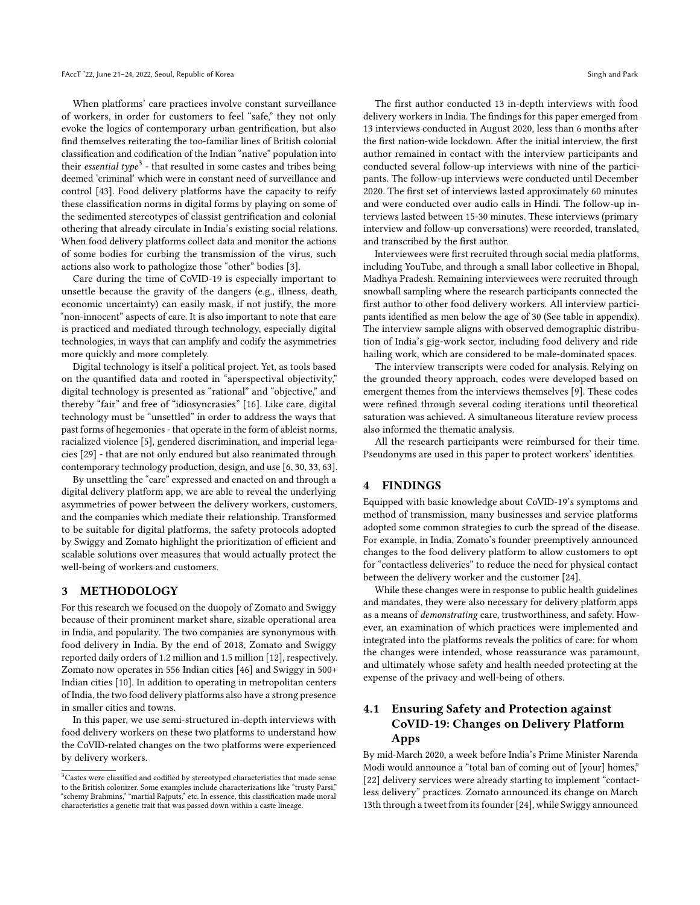When platforms' care practices involve constant surveillance of workers, in order for customers to feel "safe," they not only evoke the logics of contemporary urban gentrification, but also find themselves reiterating the too-familiar lines of British colonial classification and codification of the Indian "native" population into their *essential type*[3] - that resulted in some castes and tribes being deemed 'criminal' which were in constant need of surveillance and control [43]. Food delivery platforms have the capacity to reify these classification norms in digital forms by playing on some of the sedimented stereotypes of classist gentrification and colonial othering that already circulate in India's existing social relations. When food delivery platforms collect data and monitor the actions of some bodies for curbing the transmission of the virus, such actions also work to pathologize those "other" bodies [3].

Care during the time of CoVID-19 is especially important to unsettle because the gravity of the dangers (e.g., illness, death, economic uncertainty) can easily mask, if not justify, the more "non-innocent" aspects of care. It is also important to note that care is practiced and mediated through technology, especially digital technologies, in ways that can amplify and codify the asymmetries more quickly and more completely.

Digital technology is itself a political project. Yet, as tools based on the quantified data and rooted in "aperspectival objectivity," digital technology is presented as "rational" and "objective," and thereby "fair" and free of "idiosyncrasies" [16]. Like care, digital technology must be "unsettled" in order to address the ways that past forms of hegemonies - that operate in the form of ableist norms, racialized violence [5], gendered discrimination, and imperial legacies [29] - that are not only endured but also reanimated through contemporary technology production, design, and use [6, 30, 33, 63].

By unsettling the "care" expressed and enacted on and through a digital delivery platform app, we are able to reveal the underlying asymmetries of power between the delivery workers, customers, and the companies which mediate their relationship. Transformed to be suitable for digital platforms, the safety protocols adopted by Swiggy and Zomato highlight the prioritization of efficient and scalable solutions over measures that would actually protect the well-being of workers and customers.

## 3 METHODOLOGY

For this research we focused on the duopoly of Zomato and Swiggy because of their prominent market share, sizable operational area in India, and popularity. The two companies are synonymous with food delivery in India. By the end of 2018, Zomato and Swiggy reported daily orders of 1.2 million and 1.5 million [12], respectively. Zomato now operates in 556 Indian cities [46] and Swiggy in 500+ Indian cities [10]. In addition to operating in metropolitan centers of India, the two food delivery platforms also have a strong presence in smaller cities and towns.

In this paper, we use semi-structured in-depth interviews with food delivery workers on these two platforms to understand how the CoVID-related changes on the two platforms were experienced by delivery workers.

The first author conducted 13 in-depth interviews with food delivery workers in India. The findings for this paper emerged from 13 interviews conducted in August 2020, less than 6 months after the first nation-wide lockdown. After the initial interview, the first author remained in contact with the interview participants and conducted several follow-up interviews with nine of the participants. The follow-up interviews were conducted until December 2020. The first set of interviews lasted approximately 60 minutes and were conducted over audio calls in Hindi. The follow-up interviews lasted between 15-30 minutes. These interviews (primary interview and follow-up conversations) were recorded, translated, and transcribed by the first author.

Interviewees were first recruited through social media platforms, including YouTube, and through a small labor collective in Bhopal, Madhya Pradesh. Remaining interviewees were recruited through snowball sampling where the research participants connected the first author to other food delivery workers. All interview participants identified as men below the age of 30 (See table in appendix). The interview sample aligns with observed demographic distribution of India's gig-work sector, including food delivery and ride hailing work, which are considered to be male-dominated spaces.

The interview transcripts were coded for analysis. Relying on the grounded theory approach, codes were developed based on emergent themes from the interviews themselves [9]. These codes were refined through several coding iterations until theoretical saturation was achieved. A simultaneous literature review process also informed the thematic analysis.

All the research participants were reimbursed for their time. Pseudonyms are used in this paper to protect workers' identities.

## 4 FINDINGS

Equipped with basic knowledge about CoVID-19's symptoms and method of transmission, many businesses and service platforms adopted some common strategies to curb the spread of the disease. For example, in India, Zomato's founder preemptively announced changes to the food delivery platform to allow customers to opt for "contactless deliveries" to reduce the need for physical contact between the delivery worker and the customer [24].

While these changes were in response to public health guidelines and mandates, they were also necessary for delivery platform apps as a means of *demonstrating* care, trustworthiness, and safety. However, an examination of which practices were implemented and integrated into the platforms reveals the politics of care: for whom the changes were intended, whose reassurance was paramount, and ultimately whose safety and health needed protecting at the expense of the privacy and well-being of others.

### 4.1 Ensuring Safety and Protection against CoVID-19: Changes on Delivery Platform Apps

By mid-March 2020, a week before India's Prime Minister Narenda Modi would announce a "total ban of coming out of [your] homes," [22] delivery services were already starting to implement "contactless delivery" practices. Zomato announced its change on March 13th through a tweet from its founder [24], while Swiggy announced

[3] Castes were classified and codified by stereotyped characteristics that made sense to the British colonizer. Some examples include characterizations like "trusty Parsi," "schemy Brahmins," "martial Rajputs," etc. In essence, this classification made moral characteristics a genetic trait that was passed down within a caste lineage.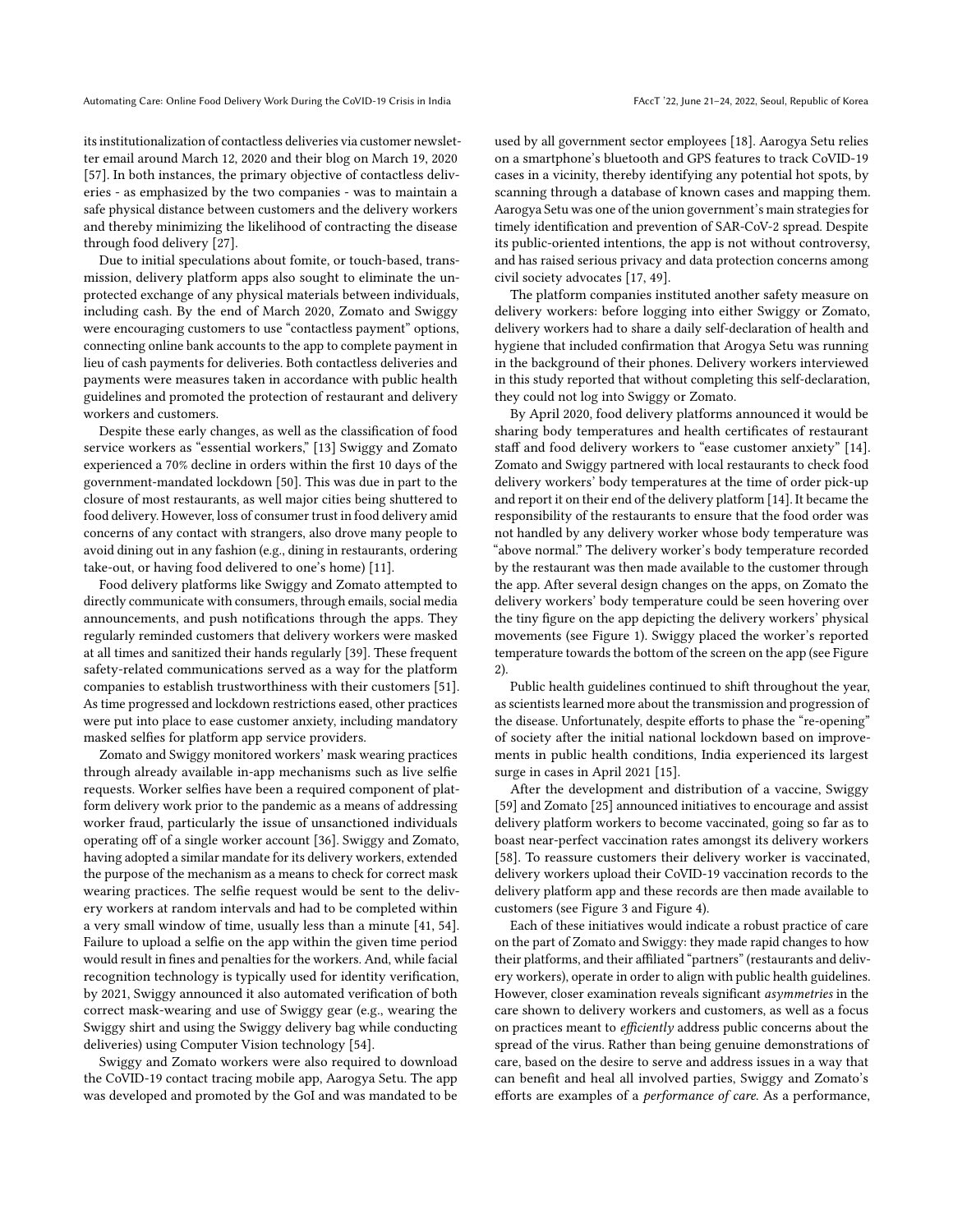its institutionalization of contactless deliveries via customer newsletter email around March 12, 2020 and their blog on March 19, 2020 [57]. In both instances, the primary objective of contactless deliveries - as emphasized by the two companies - was to maintain a safe physical distance between customers and the delivery workers and thereby minimizing the likelihood of contracting the disease through food delivery [27].

Due to initial speculations about fomite, or touch-based, transmission, delivery platform apps also sought to eliminate the unprotected exchange of any physical materials between individuals, including cash. By the end of March 2020, Zomato and Swiggy were encouraging customers to use "contactless payment" options, connecting online bank accounts to the app to complete payment in lieu of cash payments for deliveries. Both contactless deliveries and payments were measures taken in accordance with public health guidelines and promoted the protection of restaurant and delivery workers and customers.

Despite these early changes, as well as the classification of food service workers as "essential workers," [13] Swiggy and Zomato experienced a 70% decline in orders within the first 10 days of the government-mandated lockdown [50]. This was due in part to the closure of most restaurants, as well major cities being shuttered to food delivery. However, loss of consumer trust in food delivery amid concerns of any contact with strangers, also drove many people to avoid dining out in any fashion (e.g., dining in restaurants, ordering take-out, or having food delivered to one's home) [11].

Food delivery platforms like Swiggy and Zomato attempted to directly communicate with consumers, through emails, social media announcements, and push notifications through the apps. They regularly reminded customers that delivery workers were masked at all times and sanitized their hands regularly [39]. These frequent safety-related communications served as a way for the platform companies to establish trustworthiness with their customers [51]. As time progressed and lockdown restrictions eased, other practices were put into place to ease customer anxiety, including mandatory masked selfies for platform app service providers.

Zomato and Swiggy monitored workers' mask wearing practices through already available in-app mechanisms such as live selfie requests. Worker selfies have been a required component of platform delivery work prior to the pandemic as a means of addressing worker fraud, particularly the issue of unsanctioned individuals operating off of a single worker account [36]. Swiggy and Zomato, having adopted a similar mandate for its delivery workers, extended the purpose of the mechanism as a means to check for correct mask wearing practices. The selfie request would be sent to the delivery workers at random intervals and had to be completed within a very small window of time, usually less than a minute [41, 54]. Failure to upload a selfie on the app within the given time period would result in fines and penalties for the workers. And, while facial recognition technology is typically used for identity verification, by 2021, Swiggy announced it also automated verification of both correct mask-wearing and use of Swiggy gear (e.g., wearing the Swiggy shirt and using the Swiggy delivery bag while conducting deliveries) using Computer Vision technology [54].

Swiggy and Zomato workers were also required to download the CoVID-19 contact tracing mobile app, Aarogya Setu. The app was developed and promoted by the GoI and was mandated to be used by all government sector employees [18]. Aarogya Setu relies on a smartphone's bluetooth and GPS features to track CoVID-19 cases in a vicinity, thereby identifying any potential hot spots, by scanning through a database of known cases and mapping them. Aarogya Setu was one of the union government's main strategies for timely identification and prevention of SAR-CoV-2 spread. Despite its public-oriented intentions, the app is not without controversy, and has raised serious privacy and data protection concerns among civil society advocates [17, 49].

The platform companies instituted another safety measure on delivery workers: before logging into either Swiggy or Zomato, delivery workers had to share a daily self-declaration of health and hygiene that included confirmation that Arogya Setu was running in the background of their phones. Delivery workers interviewed in this study reported that without completing this self-declaration, they could not log into Swiggy or Zomato.

By April 2020, food delivery platforms announced it would be sharing body temperatures and health certificates of restaurant staff and food delivery workers to "ease customer anxiety" [14]. Zomato and Swiggy partnered with local restaurants to check food delivery workers' body temperatures at the time of order pick-up and report it on their end of the delivery platform [14]. It became the responsibility of the restaurants to ensure that the food order was not handled by any delivery worker whose body temperature was "above normal." The delivery worker's body temperature recorded by the restaurant was then made available to the customer through the app. After several design changes on the apps, on Zomato the delivery workers' body temperature could be seen hovering over the tiny figure on the app depicting the delivery workers' physical movements (see Figure 1). Swiggy placed the worker's reported temperature towards the bottom of the screen on the app (see Figure 2).

Public health guidelines continued to shift throughout the year, as scientists learned more about the transmission and progression of the disease. Unfortunately, despite efforts to phase the "re-opening" of society after the initial national lockdown based on improvements in public health conditions, India experienced its largest surge in cases in April 2021 [15].

After the development and distribution of a vaccine, Swiggy [59] and Zomato [25] announced initiatives to encourage and assist delivery platform workers to become vaccinated, going so far as to boast near-perfect vaccination rates amongst its delivery workers [58]. To reassure customers their delivery worker is vaccinated, delivery workers upload their CoVID-19 vaccination records to the delivery platform app and these records are then made available to customers (see Figure 3 and Figure 4).

Each of these initiatives would indicate a robust practice of care on the part of Zomato and Swiggy: they made rapid changes to how their platforms, and their affiliated "partners" (restaurants and delivery workers), operate in order to align with public health guidelines. However, closer examination reveals significant *asymmetries* in the care shown to delivery workers and customers, as well as a focus on practices meant to *efficiently* address public concerns about the spread of the virus. Rather than being genuine demonstrations of care, based on the desire to serve and address issues in a way that can benefit and heal all involved parties, Swiggy and Zomato's efforts are examples of a *performance of care*. As a performance,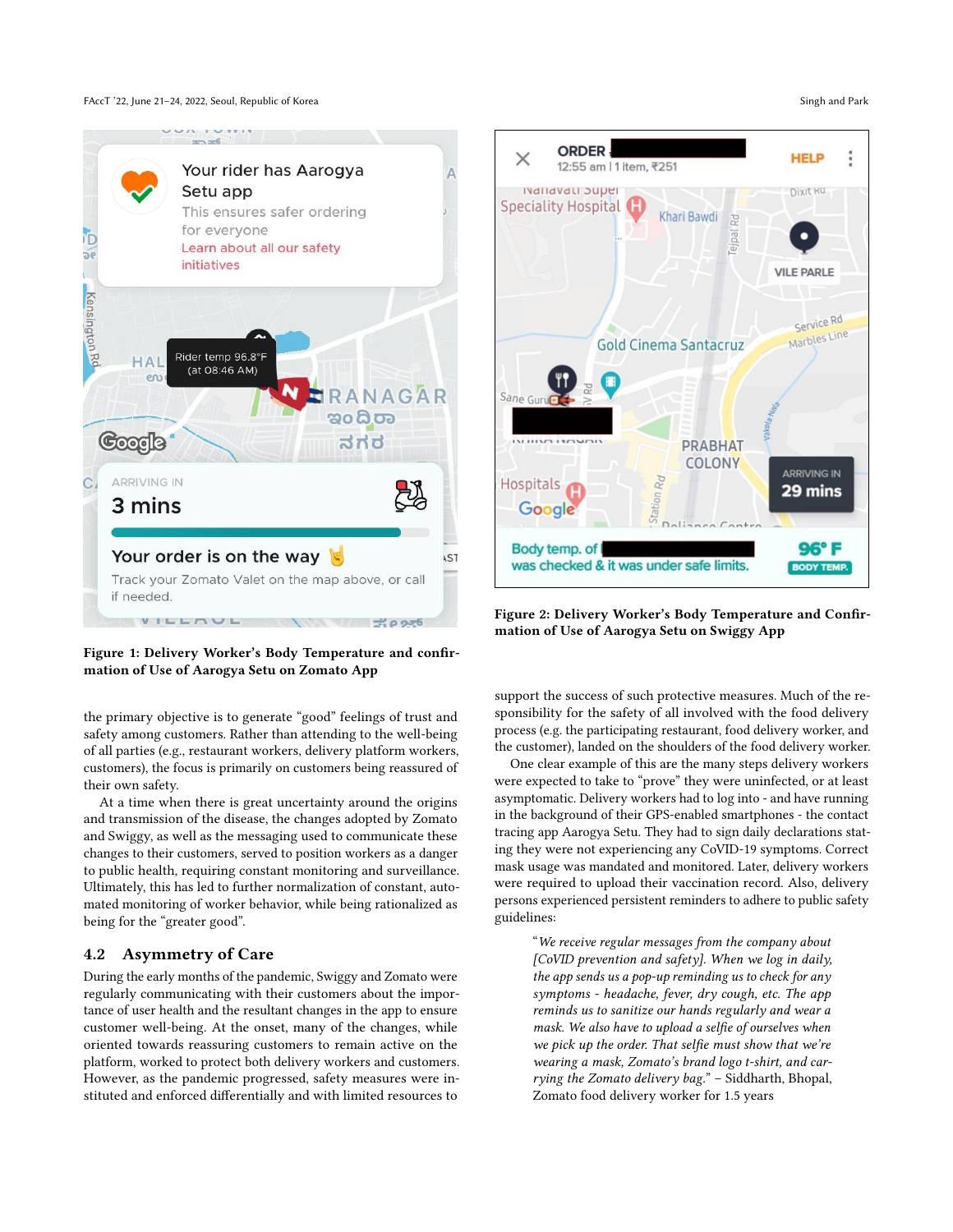Figure 1: Delivery Worker's Body Temperature and confirmation of Use of Aarogya Setu on Zomato App

Figure 2: Delivery Worker's Body Temperature and Confirmation of Use of Aarogya Setu on Swiggy App

the primary objective is to generate "good" feelings of trust and safety among customers. Rather than attending to the well-being of all parties (e.g., restaurant workers, delivery platform workers, customers), the focus is primarily on customers being reassured of their own safety.

At a time when there is great uncertainty around the origins and transmission of the disease, the changes adopted by Zomato and Swiggy, as well as the messaging used to communicate these changes to their customers, served to position workers as a danger to public health, requiring constant monitoring and surveillance. Ultimately, this has led to further normalization of constant, automated monitoring of worker behavior, while being rationalized as being for the "greater good".

## 4.2 Asymmetry of Care

During the early months of the pandemic, Swiggy and Zomato were regularly communicating with their customers about the importance of user health and the resultant changes in the app to ensure customer well-being. At the onset, many of the changes, while oriented towards reassuring customers to remain active on the platform, worked to protect both delivery workers and customers. However, as the pandemic progressed, safety measures were instituted and enforced differentially and with limited resources to support the success of such protective measures. Much of the responsibility for the safety of all involved with the food delivery process (e.g. the participating restaurant, food delivery worker, and the customer), landed on the shoulders of the food delivery worker.

One clear example of this are the many steps delivery workers were expected to take to "prove" they were uninfected, or at least asymptomatic. Delivery workers had to log into - and have running in the background of their GPS-enabled smartphones - the contact tracing app Aarogya Setu. They had to sign daily declarations stating they were not experiencing any CoVID-19 symptoms. Correct mask usage was mandated and monitored. Later, delivery workers were required to upload their vaccination record. Also, delivery persons experienced persistent reminders to adhere to public safety guidelines:

> "*We receive regular messages from the company about [CoVID prevention and safety]. When we log in daily, the app sends us a pop-up reminding us to check for any symptoms - headache, fever, dry cough, etc. The app reminds us to sanitize our hands regularly and wear a mask. We also have to upload a selfie of ourselves when we pick up the order. That selfie must show that we're wearing a mask, Zomato's brand logo t-shirt, and carrying the Zomato delivery bag.*" – Siddharth, Bhopal, Zomato food delivery worker for 1.5 years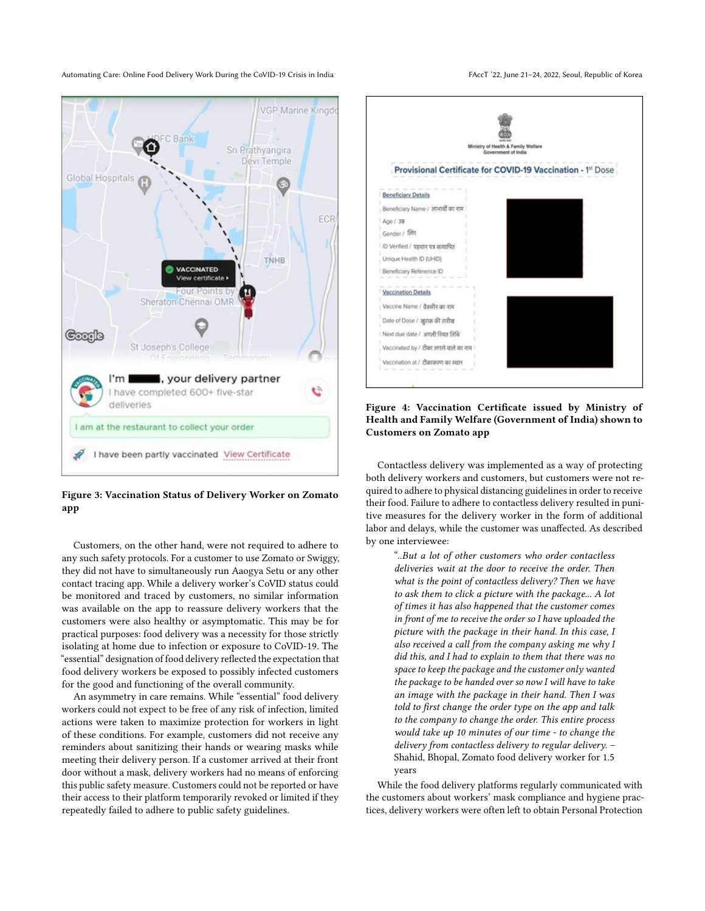Figure 3: Vaccination Status of Delivery Worker on Zomato app

Customers, on the other hand, were not required to adhere to any such safety protocols. For a customer to use Zomato or Swiggy, they did not have to simultaneously run Aaogya Setu or any other contact tracing app. While a delivery worker's CoVID status could be monitored and traced by customers, no similar information was available on the app to reassure delivery workers that the customers were also healthy or asymptomatic. This may be for practical purposes: food delivery was a necessity for those strictly isolating at home due to infection or exposure to CoVID-19. The "essential" designation of food delivery reflected the expectation that food delivery workers be exposed to possibly infected customers for the good and functioning of the overall community.

An asymmetry in care remains. While "essential" food delivery workers could not expect to be free of any risk of infection, limited actions were taken to maximize protection for workers in light of these conditions. For example, customers did not receive any reminders about sanitizing their hands or wearing masks while meeting their delivery person. If a customer arrived at their front door without a mask, delivery workers had no means of enforcing this public safety measure. Customers could not be reported or have their access to their platform temporarily revoked or limited if they repeatedly failed to adhere to public safety guidelines.

Figure 4: Vaccination Certificate issued by Ministry of Health and Family Welfare (Government of India) shown to Customers on Zomato app

Contactless delivery was implemented as a way of protecting both delivery workers and customers, but customers were not required to adhere to physical distancing guidelines in order to receive their food. Failure to adhere to contactless delivery resulted in punitive measures for the delivery worker in the form of additional labor and delays, while the customer was unaffected. As described by one interviewee:

> "..But a lot of other customers who order contactless deliveries wait at the door to receive the order. Then what is the point of contactless delivery? Then we have to ask them to click a picture with the package... A lot of times it has also happened that the customer comes in front of me to receive the order so I have uploaded the picture with the package in their hand. In this case, I also received a call from the company asking me why I did this, and I had to explain to them that there was no space to keep the package and the customer only wanted the package to be handed over so now I will have to take an image with the package in their hand. Then I was told to first change the order type on the app and talk to the company to change the order. This entire process would take up 10 minutes of our time - to change the delivery from contactless delivery to regular delivery. – Shahid, Bhopal, Zomato food delivery worker for 1.5 years

While the food delivery platforms regularly communicated with the customers about workers' mask compliance and hygiene practices, delivery workers were often left to obtain Personal Protection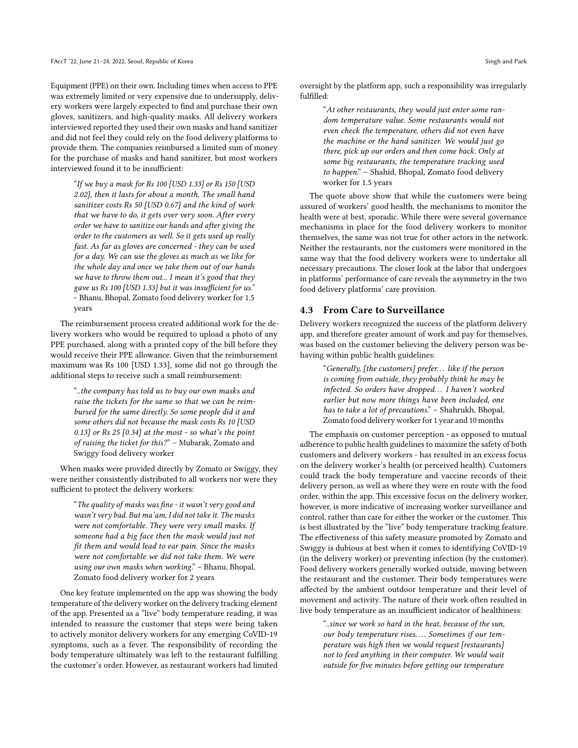Equipment (PPE) on their own. Including times when access to PPE was extremely limited or very expensive due to undersupply, delivery workers were largely expected to find and purchase their own gloves, sanitizers, and high-quality masks. All delivery workers interviewed reported they used their own masks and hand sanitizer and did not feel they could rely on the food delivery platforms to provide them. The companies reimbursed a limited sum of money for the purchase of masks and hand sanitizer, but most workers interviewed found it to be insufficient:

> "*If we buy a mask for Rs 100 [USD 1.33] or Rs 150 [USD 2.02], then it lasts for about a month. The small hand sanitizer costs Rs 50 [USD 0.67] and the kind of work that we have to do, it gets over very soon. After every order we have to sanitize our hands and after giving the order to the customers as well. So it gets used up really fast. As far as gloves are concerned - they can be used for a day. We can use the gloves as much as we like for the whole day and once we take them out of our hands we have to throw them out... I mean it's good that they gave us Rs 100 [USD 1.33] but it was insufficient for us.*" – Bhanu, Bhopal, Zomato food delivery worker for 1.5 years

The reimbursement process created additional work for the delivery workers who would be required to upload a photo of any PPE purchased, along with a printed copy of the bill before they would receive their PPE allowance. Given that the reimbursement maximum was Rs 100 [USD 1.33], some did not go through the additional steps to receive such a small reimbursement:

> "*..the company has told us to buy our own masks and raise the tickets for the same so that we can be reimbursed for the same directly. So some people did it and some others did not because the mask costs Rs 10 [USD 0.13] or Rs 25 [0.34] at the most - so what's the point of raising the ticket for this?*" – Mubarak, Zomato and Swiggy food delivery worker

When masks were provided directly by Zomato or Swiggy, they were neither consistently distributed to all workers nor were they sufficient to protect the delivery workers:

> "*The quality of masks was fine - it wasn't very good and wasn't very bad. But ma'am, I did not take it. The masks were not comfortable. They were very small masks. If someone had a big face then the mask would just not fit them and would lead to ear pain. Since the masks were not comfortable we did not take them. We were using our own masks when working.*" – Bhanu, Bhopal, Zomato food delivery worker for 2 years

One key feature implemented on the app was showing the body temperature of the delivery worker on the delivery tracking element of the app. Presented as a "live" body temperature reading, it was intended to reassure the customer that steps were being taken to actively monitor delivery workers for any emerging CoVID-19 symptoms, such as a fever. The responsibility of recording the body temperature ultimately was left to the restaurant fulfilling the customer's order. However, as restaurant workers had limited oversight by the platform app, such a responsibility was irregularly fulfilled:

> "*At other restaurants, they would just enter some random temperature value. Some restaurants would not even check the temperature, others did not even have the machine or the hand sanitizer. We would just go there, pick up our orders and then come back. Only at some big restaurants, the temperature tracking used to happen.*" – Shahid, Bhopal, Zomato food delivery worker for 1.5 years

The quote above show that while the customers were being assured of workers' good health, the mechanisms to monitor the health were at best, sporadic. While there were several governance mechanisms in place for the food delivery workers to monitor themselves, the same was not true for other actors in the network. Neither the restaurants, nor the customers were monitored in the same way that the food delivery workers were to undertake all necessary precautions. The closer look at the labor that undergoes in platforms' performance of care reveals the asymmetry in the two food delivery platforms' care provision.

### 4.3 From Care to Surveillance

Delivery workers recognized the success of the platform delivery app, and therefore greater amount of work and pay for themselves, was based on the customer believing the delivery person was behaving within public health guidelines:

> "*Generally, [the customers] prefer… like if the person is coming from outside, they probably think he may be infected. So orders have dropped… I haven't worked earlier but now more things have been included, one has to take a lot of precautions.*" – Shahrukh, Bhopal, Zomato food delivery worker for 1 year and 10 months

The emphasis on customer perception - as opposed to mutual adherence to public health guidelines to maximize the safety of both customers and delivery workers - has resulted in an excess focus on the delivery worker's health (or perceived health). Customers could track the body temperature and vaccine records of their delivery person, as well as where they were en route with the food order, within the app. This excessive focus on the delivery worker, however, is more indicative of increasing worker surveillance and control, rather than care for either the worker or the customer. This is best illustrated by the "live" body temperature tracking feature. The effectiveness of this safety measure promoted by Zomato and Swiggy is dubious at best when it comes to identifying CoVID-19 (in the delivery worker) or preventing infection (by the customer). Food delivery workers generally worked outside, moving between the restaurant and the customer. Their body temperatures were affected by the ambient outdoor temperature and their level of movement and activity. The nature of their work often resulted in live body temperature as an insufficient indicator of healthiness:

> "*..since we work so hard in the heat, because of the sun, our body temperature rises…. Sometimes if our temperature was high then we would request [restaurants] not to feed anything in their computer. We would wait outside for five minutes before getting our temperature*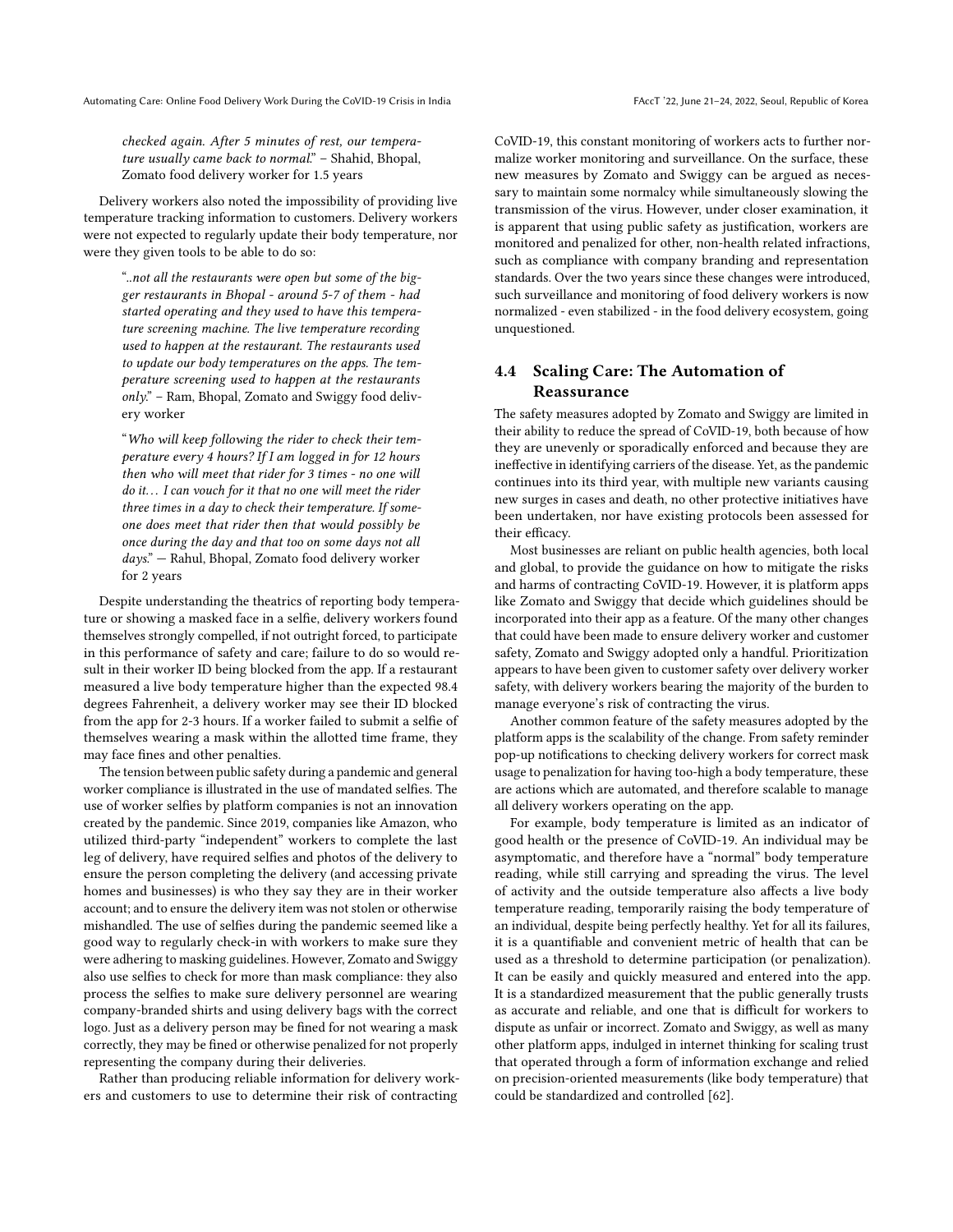*checked again. After 5 minutes of rest, our temperature usually came back to normal.*" – Shahid, Bhopal, Zomato food delivery worker for 1.5 years

Delivery workers also noted the impossibility of providing live temperature tracking information to customers. Delivery workers were not expected to regularly update their body temperature, nor were they given tools to be able to do so:

> "*..not all the restaurants were open but some of the bigger restaurants in Bhopal - around 5-7 of them - had started operating and they used to have this temperature screening machine. The live temperature recording used to happen at the restaurant. The restaurants used to update our body temperatures on the apps. The temperature screening used to happen at the restaurants only.*" – Ram, Bhopal, Zomato and Swiggy food delivery worker

> "*Who will keep following the rider to check their temperature every 4 hours? If I am logged in for 12 hours then who will meet that rider for 3 times - no one will do it… I can vouch for it that no one will meet the rider three times in a day to check their temperature. If someone does meet that rider then that would possibly be once during the day and that too on some days not all days.*" — Rahul, Bhopal, Zomato food delivery worker for 2 years

Despite understanding the theatrics of reporting body temperature or showing a masked face in a selfie, delivery workers found themselves strongly compelled, if not outright forced, to participate in this performance of safety and care; failure to do so would result in their worker ID being blocked from the app. If a restaurant measured a live body temperature higher than the expected 98.4 degrees Fahrenheit, a delivery worker may see their ID blocked from the app for 2-3 hours. If a worker failed to submit a selfie of themselves wearing a mask within the allotted time frame, they may face fines and other penalties.

The tension between public safety during a pandemic and general worker compliance is illustrated in the use of mandated selfies. The use of worker selfies by platform companies is not an innovation created by the pandemic. Since 2019, companies like Amazon, who utilized third-party "independent" workers to complete the last leg of delivery, have required selfies and photos of the delivery to ensure the person completing the delivery (and accessing private homes and businesses) is who they say they are in their worker account; and to ensure the delivery item was not stolen or otherwise mishandled. The use of selfies during the pandemic seemed like a good way to regularly check-in with workers to make sure they were adhering to masking guidelines. However, Zomato and Swiggy also use selfies to check for more than mask compliance: they also process the selfies to make sure delivery personnel are wearing company-branded shirts and using delivery bags with the correct logo. Just as a delivery person may be fined for not wearing a mask correctly, they may be fined or otherwise penalized for not properly representing the company during their deliveries.

Rather than producing reliable information for delivery workers and customers to use to determine their risk of contracting CoVID-19, this constant monitoring of workers acts to further normalize worker monitoring and surveillance. On the surface, these new measures by Zomato and Swiggy can be argued as necessary to maintain some normalcy while simultaneously slowing the transmission of the virus. However, under closer examination, it is apparent that using public safety as justification, workers are monitored and penalized for other, non-health related infractions, such as compliance with company branding and representation standards. Over the two years since these changes were introduced, such surveillance and monitoring of food delivery workers is now normalized - even stabilized - in the food delivery ecosystem, going unquestioned.

### 4.4 Scaling Care: The Automation of Reassurance

The safety measures adopted by Zomato and Swiggy are limited in their ability to reduce the spread of CoVID-19, both because of how they are unevenly or sporadically enforced and because they are ineffective in identifying carriers of the disease. Yet, as the pandemic continues into its third year, with multiple new variants causing new surges in cases and death, no other protective initiatives have been undertaken, nor have existing protocols been assessed for their efficacy.

Most businesses are reliant on public health agencies, both local and global, to provide the guidance on how to mitigate the risks and harms of contracting CoVID-19. However, it is platform apps like Zomato and Swiggy that decide which guidelines should be incorporated into their app as a feature. Of the many other changes that could have been made to ensure delivery worker and customer safety, Zomato and Swiggy adopted only a handful. Prioritization appears to have been given to customer safety over delivery worker safety, with delivery workers bearing the majority of the burden to manage everyone's risk of contracting the virus.

Another common feature of the safety measures adopted by the platform apps is the scalability of the change. From safety reminder pop-up notifications to checking delivery workers for correct mask usage to penalization for having too-high a body temperature, these are actions which are automated, and therefore scalable to manage all delivery workers operating on the app.

For example, body temperature is limited as an indicator of good health or the presence of CoVID-19. An individual may be asymptomatic, and therefore have a "normal" body temperature reading, while still carrying and spreading the virus. The level of activity and the outside temperature also affects a live body temperature reading, temporarily raising the body temperature of an individual, despite being perfectly healthy. Yet for all its failures, it is a quantifiable and convenient metric of health that can be used as a threshold to determine participation (or penalization). It can be easily and quickly measured and entered into the app. It is a standardized measurement that the public generally trusts as accurate and reliable, and one that is difficult for workers to dispute as unfair or incorrect. Zomato and Swiggy, as well as many other platform apps, indulged in internet thinking for scaling trust that operated through a form of information exchange and relied on precision-oriented measurements (like body temperature) that could be standardized and controlled [62].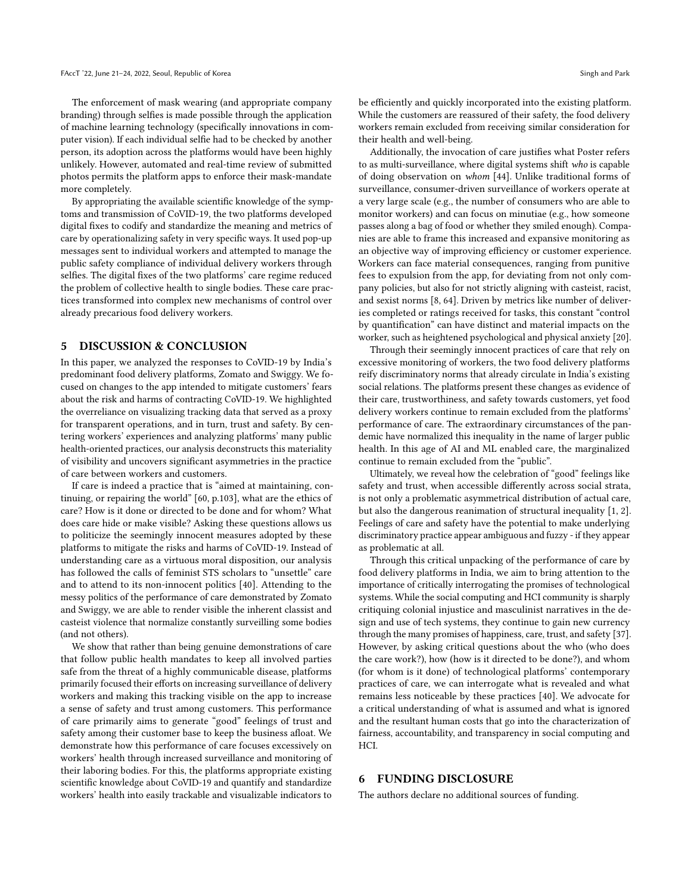The enforcement of mask wearing (and appropriate company branding) through selfies is made possible through the application of machine learning technology (specifically innovations in computer vision). If each individual selfie had to be checked by another person, its adoption across the platforms would have been highly unlikely. However, automated and real-time review of submitted photos permits the platform apps to enforce their mask-mandate more completely.

By appropriating the available scientific knowledge of the symptoms and transmission of CoVID-19, the two platforms developed digital fixes to codify and standardize the meaning and metrics of care by operationalizing safety in very specific ways. It used pop-up messages sent to individual workers and attempted to manage the public safety compliance of individual delivery workers through selfies. The digital fixes of the two platforms' care regime reduced the problem of collective health to single bodies. These care practices transformed into complex new mechanisms of control over already precarious food delivery workers.

## 5 DISCUSSION & CONCLUSION

In this paper, we analyzed the responses to CoVID-19 by India's predominant food delivery platforms, Zomato and Swiggy. We focused on changes to the app intended to mitigate customers' fears about the risk and harms of contracting CoVID-19. We highlighted the overreliance on visualizing tracking data that served as a proxy for transparent operations, and in turn, trust and safety. By centering workers' experiences and analyzing platforms' many public health-oriented practices, our analysis deconstructs this materiality of visibility and uncovers significant asymmetries in the practice of care between workers and customers.

If care is indeed a practice that is "aimed at maintaining, continuing, or repairing the world" [60, p.103], what are the ethics of care? How is it done or directed to be done and for whom? What does care hide or make visible? Asking these questions allows us to politicize the seemingly innocent measures adopted by these platforms to mitigate the risks and harms of CoVID-19. Instead of understanding care as a virtuous moral disposition, our analysis has followed the calls of feminist STS scholars to "unsettle" care and to attend to its non-innocent politics [40]. Attending to the messy politics of the performance of care demonstrated by Zomato and Swiggy, we are able to render visible the inherent classist and casteist violence that normalize constantly surveilling some bodies (and not others).

We show that rather than being genuine demonstrations of care that follow public health mandates to keep all involved parties safe from the threat of a highly communicable disease, platforms primarily focused their efforts on increasing surveillance of delivery workers and making this tracking visible on the app to increase a sense of safety and trust among customers. This performance of care primarily aims to generate "good" feelings of trust and safety among their customer base to keep the business afloat. We demonstrate how this performance of care focuses excessively on workers' health through increased surveillance and monitoring of their laboring bodies. For this, the platforms appropriate existing scientific knowledge about CoVID-19 and quantify and standardize workers' health into easily trackable and visualizable indicators to be efficiently and quickly incorporated into the existing platform. While the customers are reassured of their safety, the food delivery workers remain excluded from receiving similar consideration for their health and well-being.

Additionally, the invocation of care justifies what Poster refers to as multi-surveillance, where digital systems shift *who* is capable of doing observation on *whom* [44]. Unlike traditional forms of surveillance, consumer-driven surveillance of workers operate at a very large scale (e.g., the number of consumers who are able to monitor workers) and can focus on minutiae (e.g., how someone passes along a bag of food or whether they smiled enough). Companies are able to frame this increased and expansive monitoring as an objective way of improving efficiency or customer experience. Workers can face material consequences, ranging from punitive fees to expulsion from the app, for deviating from not only company policies, but also for not strictly aligning with casteist, racist, and sexist norms [8, 64]. Driven by metrics like number of deliveries completed or ratings received for tasks, this constant "control by quantification" can have distinct and material impacts on the worker, such as heightened psychological and physical anxiety [20].

Through their seemingly innocent practices of care that rely on excessive monitoring of workers, the two food delivery platforms reify discriminatory norms that already circulate in India's existing social relations. The platforms present these changes as evidence of their care, trustworthiness, and safety towards customers, yet food delivery workers continue to remain excluded from the platforms' performance of care. The extraordinary circumstances of the pandemic have normalized this inequality in the name of larger public health. In this age of AI and ML enabled care, the marginalized continue to remain excluded from the "public".

Ultimately, we reveal how the celebration of "good" feelings like safety and trust, when accessible differently across social strata, is not only a problematic asymmetrical distribution of actual care, but also the dangerous reanimation of structural inequality [1, 2]. Feelings of care and safety have the potential to make underlying discriminatory practice appear ambiguous and fuzzy - if they appear as problematic at all.

Through this critical unpacking of the performance of care by food delivery platforms in India, we aim to bring attention to the importance of critically interrogating the promises of technological systems. While the social computing and HCI community is sharply critiquing colonial injustice and masculinist narratives in the design and use of tech systems, they continue to gain new currency through the many promises of happiness, care, trust, and safety [37]. However, by asking critical questions about the who (who does the care work?), how (how is it directed to be done?), and whom (for whom is it done) of technological platforms' contemporary practices of care, we can interrogate what is revealed and what remains less noticeable by these practices [40]. We advocate for a critical understanding of what is assumed and what is ignored and the resultant human costs that go into the characterization of fairness, accountability, and transparency in social computing and HCI.

## 6 FUNDING DISCLOSURE

The authors declare no additional sources of funding.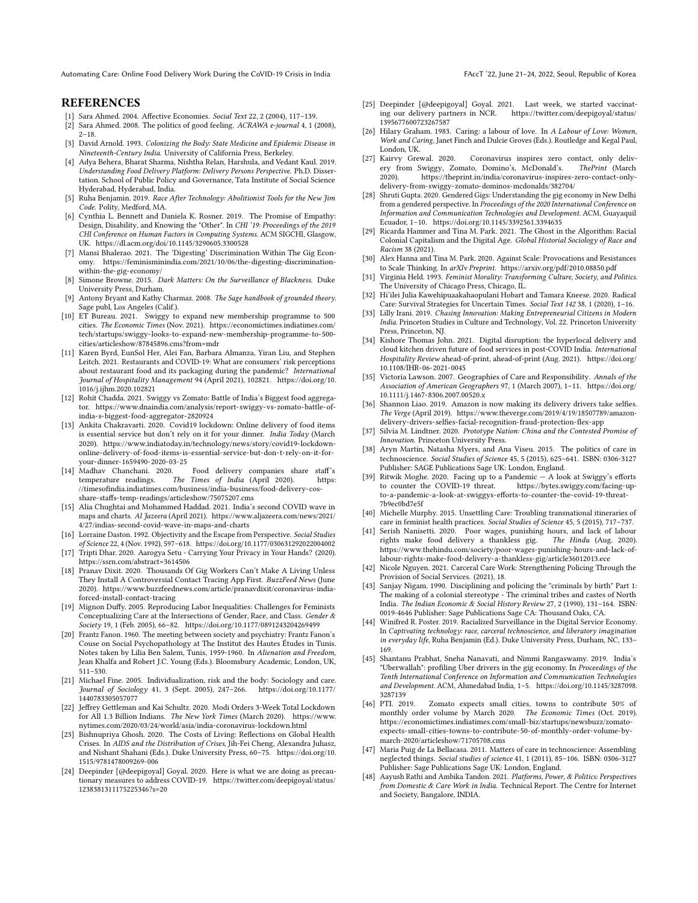## REFERENCES

[1] Sara Ahmed. 2004. Affective Economies. *Social Text* 22, 2 (2004), 117–139.

[2] Sara Ahmed. 2008. The politics of good feeling. *ACRAWA e-journal* 4, 1 (2008), 2–18.

[3] David Arnold. 1993. *Colonizing the Body: State Medicine and Epidemic Disease in Nineteenth-Century India.* University of California Press, Berkeley.

[4] Adya Behera, Bharat Sharma, Nishtha Relan, Harshula, and Vedant Kaul. 2019. *Understanding Food Delivery Platform: Delivery Persons Perspective.* Ph.D. Dissertation. School of Public Policy and Governance, Tata Institute of Social Science Hyderabad, Hyderabad, India.

[5] Ruha Benjamin. 2019. *Race After Technology: Abolitionist Tools for the New Jim Code.* Polity, Medford, MA.

[6] Cynthia L. Bennett and Daniela K. Rosner. 2019. The Promise of Empathy: Design, Disability, and Knowing the "Other". In *CHI '19: Proceedings of the 2019 CHI Conference on Human Factors in Computing Systems.* ACM SIGCHI, Glasgow, UK. https://dl.acm.org/doi/10.1145/3290605.3300528

[7] Mansi Bhalerao. 2021. The 'Digesting' Discrimination Within The Gig Economy. https://feminisminindia.com/2021/10/06/the-digesting-discrimination-within-the-gig-economy/

[8] Simone Browne. 2015. *Dark Matters: On the Surveillance of Blackness.* Duke University Press, Durham.

[9] Antony Bryant and Kathy Charmaz. 2008. *The Sage handbook of grounded theory.* Sage publ, Los Angeles (Calif.).

[10] ET Bureau. 2021. Swiggy to expand new membership programme to 500 cities. *The Economic Times* (Nov. 2021). https://economictimes.indiatimes.com/tech/startups/swiggy-looks-to-expand-new-membership-programme-to-500-cities/articleshow/87845896.cms?from=mdr

[11] Karen Byrd, EunSol Her, Alei Fan, Barbara Almanza, Yiran Liu, and Stephen Leitch. 2021. Restaurants and COVID-19: What are consumers' risk perceptions about restaurant food and its packaging during the pandemic? *International Journal of Hospitality Management* 94 (April 2021), 102821. https://doi.org/10.1016/j.ijhm.2020.102821

[12] Rohit Chadda. 2021. Swiggy vs Zomato: Battle of India's Biggest food aggregator. https://www.dnaindia.com/analysis/report-swiggy-vs-zomato-battle-of-india-s-biggest-food-aggregator-2820924

[13] Ankita Chakravarti. 2020. Covid19 lockdown: Online delivery of food items is essential service but don't rely on it for your dinner. *India Today* (March 2020). https://www.indiatoday.in/technology/news/story/covid19-lockdown-online-delivery-of-food-items-is-essential-service-but-don-t-rely-on-it-for-your-dinner-1659490-2020-03-25

[14] Madhav Chanchani. 2020. Food delivery companies share staff's temperature readings. *The Times of India* (April 2020). https://timesofindia.indiatimes.com/business/india-business/food-delivery-cos-share-staffs-temp-readings/articleshow/75075207.cms

[15] Alia Chughtai and Mohammed Haddad. 2021. India's second COVID wave in maps and charts. *Al Jazeera* (April 2021). https://www.aljazeera.com/news/2021/4/27/indias-second-covid-wave-in-maps-and-charts

[16] Lorraine Daston. 1992. Objectivity and the Escape from Perspective. *Social Studies of Science* 22, 4 (Nov. 1992), 597–618. https://doi.org/10.1177/030631292022004002

[17] Tripti Dhar. 2020. Aarogya Setu - Carrying Your Privacy in Your Hands? (2020). https://ssrn.com/abstract=3614506

[18] Pranav Dixit. 2020. Thousands Of Gig Workers Can't Make A Living Unless They Install A Controversial Contact Tracing App First. *BuzzFeed News* (June 2020). https://www.buzzfeednews.com/article/pranavdixit/coronavirus-india-forced-install-contact-tracing

[19] Mignon Duffy. 2005. Reproducing Labor Inequalities: Challenges for Feminists Conceptualizing Care at the Intersections of Gender, Race, and Class. *Gender & Society* 19, 1 (Feb. 2005), 66–82. https://doi.org/10.1177/0891243204269499

[20] Frantz Fanon. 1960. The meeting between society and psychiatry: Frantz Fanon's Couse on Social Psychopathology at The Institut des Hautes Études in Tunis. Notes taken by Lilia Ben Salem, Tunis, 1959-1960. In *Alienation and Freedom*, Jean Khalfa and Robert J.C. Young (Eds.). Bloomsbury Academic, London, UK, 511–530.

[21] Michael Fine. 2005. Individualization, risk and the body: Sociology and care. *Journal of Sociology* 41, 3 (Sept. 2005), 247–266. https://doi.org/10.1177/1440783305057077

[22] Jeffrey Gettleman and Kai Schultz. 2020. Modi Orders 3-Week Total Lockdown for All 1.3 Billion Indians. *The New York Times* (March 2020). https://www.nytimes.com/2020/03/24/world/asia/india-coronavirus-lockdown.html

[23] Bishnupriya Ghosh. 2020. The Costs of Living: Reflections on Global Health Crises. In *AIDS and the Distribution of Crises*, Jih-Fei Cheng, Alexandra Juhasz, and Nishant Shahani (Eds.). Duke University Press, 60–75. https://doi.org/10.1515/9781478009269-006

[24] Deepinder [@deepigoyal] Goyal. 2020. Here is what we are doing as precautionary measures to address COVID-19. https://twitter.com/deepigoyal/status/1238381311175225346?s=20

[25] Deepinder [@deepigoyal] Goyal. 2021. Last week, we started vaccinating our delivery partners in NCR. https://twitter.com/deepigoyal/status/1395677600723267587

[26] Hilary Graham. 1983. Caring: a labour of love. In *A Labour of Love: Women, Work and Caring*, Janet Finch and Dulcie Groves (Eds.). Routledge and Kegal Paul, London, UK.

[27] Kairvy Grewal. 2020. Coronavirus inspires zero contact, only delivery from Swiggy, Zomato, Domino's, McDonald's. *ThePrint* (March 2020). https://theprint.in/india/coronavirus-inspires-zero-contact-only-delivery-from-swiggy-zomato-dominos-mcdonalds/382704/

[28] Shruti Gupta. 2020. Gendered Gigs: Understanding the gig economy in New Delhi from a gendered perspective. In *Proceedings of the 2020 International Conference on Information and Communication Technologies and Development.* ACM, Guayaquil Ecuador, 1–10. https://doi.org/10.1145/3392561.3394635

[29] Ricarda Hammer and Tina M. Park. 2021. The Ghost in the Algorithm: Racial Colonial Capitalism and the Digital Age. *Global Historial Sociology of Race and Racism* 38 (2021).

[30] Alex Hanna and Tina M. Park. 2020. Against Scale: Provocations and Resistances to Scale Thinking. In *arXIv Preprint.* https://arxiv.org/pdf/2010.08850.pdf

[31] Virginia Held. 1993. *Feminist Morality: Transforming Culture, Society, and Politics.* The University of Chicago Press, Chicago, IL.

[32] Hi'ilei Julia Kawehipuaakahaopulani Hobart and Tamara Kneese. 2020. Radical Care: Survival Strategies for Uncertain Times. *Social Text 142* 38, 1 (2020), 1–16.

[33] Lilly Irani. 2019. *Chasing Innovation: Making Entrepreneurial Citizens in Modern India.* Princeton Studies in Culture and Technology, Vol. 22. Princeton University Press, Princeton, NJ.

[34] Kishore Thomas John. 2021. Digital disruption: the hyperlocal delivery and cloud kitchen driven future of food services in post-COVID India. *International Hospitality Review* ahead-of-print, ahead-of-print (Aug. 2021). https://doi.org/10.1108/IHR-06-2021-0045

[35] Victoria Lawson. 2007. Geographies of Care and Responsibility. *Annals of the Association of American Geographers* 97, 1 (March 2007), 1–11. https://doi.org/10.1111/j.1467-8306.2007.00520.x

[36] Shannon Liao. 2019. Amazon is now making its delivery drivers take selfies. *The Verge* (April 2019). https://www.theverge.com/2019/4/19/18507789/amazon-delivery-drivers-selfies-facial-recognition-fraud-protection-flex-app

[37] Silvia M. Lindtner. 2020. *Prototype Nation: China and the Contested Promise of Innovation.* Princeton University Press.

[38] Aryn Martin, Natasha Myers, and Ana Viseu. 2015. The politics of care in technoscience. *Social Studies of Science* 45, 5 (2015), 625–641. ISBN: 0306-3127 Publisher: SAGE Publications Sage UK: London, England.

[39] Ritwik Moghe. 2020. Facing up to a Pandemic — A look at Swiggy's efforts to counter the COVID-19 threat. https://bytes.swiggy.com/facing-up-to-a-pandemic-a-look-at-swiggys-efforts-to-counter-the-covid-19-threat-7b9ec0bd7e5f

[40] Michelle Murphy. 2015. Unsettling Care: Troubling transnational itineraries of care in feminist health practices. *Social Studies of Science* 45, 5 (2015), 717–737.

[41] Serish Nanisetti. 2020. Poor wages, punishing hours, and lack of labour rights make food delivery a thankless gig. *The Hindu* (Aug. 2020). https://www.thehindu.com/society/poor-wages-punishing-hours-and-lack-of-labour-rights-make-food-delivery-a-thankless-gig/article36012013.ece

[42] Nicole Nguyen. 2021. Carceral Care Work: Strengthening Policing Through the Provision of Social Services. (2021), 18.

[43] Sanjay Nigam. 1990. Disciplining and policing the "criminals by birth" Part 1: The making of a colonial stereotype - The criminal tribes and castes of North India. *The Indian Economic & Social History Review* 27, 2 (1990), 131–164. ISBN: 0019-4646 Publisher: Sage Publications Sage CA: Thousand Oaks, CA.

[44] Winifred R. Poster. 2019. Racialized Surveillance in the Digital Service Economy. In *Captivating technology: race, carceral technoscience, and liberatory imagination in everyday life*, Ruha Benjamin (Ed.). Duke University Press, Durham, NC, 133–169.

[45] Shantanu Prabhat, Sneha Nanavati, and Nimmi Rangaswamy. 2019. India's "Uberwallah": profiling Uber drivers in the gig economy. In *Proceedings of the Tenth International Conference on Information and Communication Technologies and Development.* ACM, Ahmedabad India, 1–5. https://doi.org/10.1145/3287098.3287139

[46] PTI. 2019. Zomato expects small cities, towns to contribute 50% of monthly order volume by March 2020. *The Economic Times* (Oct. 2019). https://economictimes.indiatimes.com/small-biz/startups/newsbuzz/zomato-expects-small-cities-towns-to-contribute-50-of-monthly-order-volume-by-march-2020/articleshow/71705708.cms

[47] Maria Puig de La Bellacasa. 2011. Matters of care in technoscience: Assembling neglected things. *Social studies of science* 41, 1 (2011), 85–106. ISBN: 0306-3127 Publisher: Sage Publications Sage UK: London, England.

[48] Aayush Rathi and Ambika Tandon. 2021. *Platforms, Power, & Politics: Perspectives from Domestic & Care Work in India.* Technical Report. The Centre for Internet and Society, Bangalore, INDIA.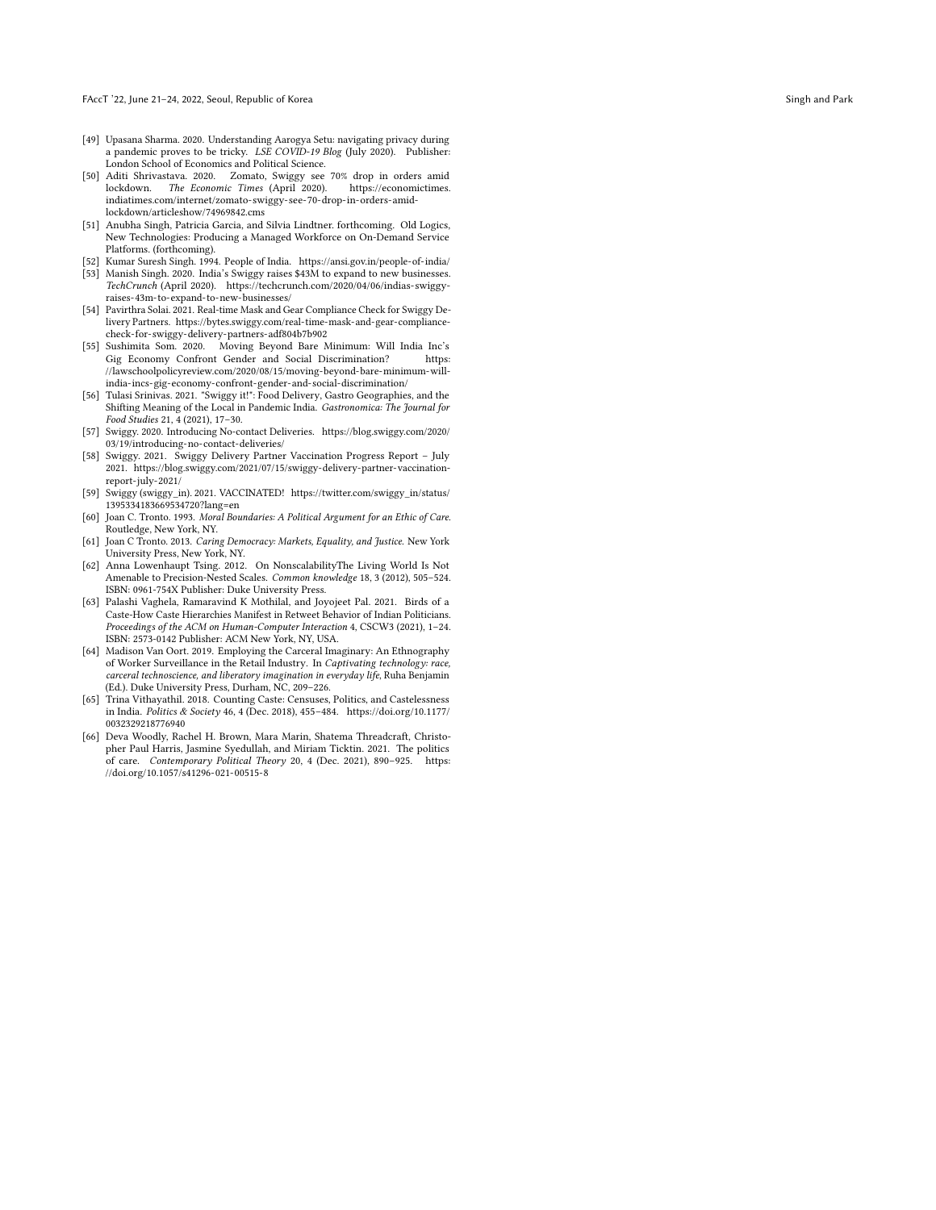- [49] Upasana Sharma. 2020. Understanding Aarogya Setu: navigating privacy during a pandemic proves to be tricky. *LSE COVID-19 Blog* (July 2020). Publisher: London School of Economics and Political Science.
- [50] Aditi Shrivastava. 2020. Zomato, Swiggy see 70% drop in orders amid lockdown. *The Economic Times* (April 2020). https://economictimes.indiatimes.com/internet/zomato-swiggy-see-70-drop-in-orders-amid-lockdown/articleshow/74969842.cms
- [51] Anubha Singh, Patricia Garcia, and Silvia Lindtner. forthcoming. Old Logics, New Technologies: Producing a Managed Workforce on On-Demand Service Platforms. (forthcoming).
- [52] Kumar Suresh Singh. 1994. People of India. https://ansi.gov.in/people-of-india/
- [53] Manish Singh. 2020. India's Swiggy raises $43M to expand to new businesses. *TechCrunch* (April 2020). https://techcrunch.com/2020/04/06/indias-swiggy-raises-43m-to-expand-to-new-businesses/
- [54] Pavirthra Solai. 2021. Real-time Mask and Gear Compliance Check for Swiggy Delivery Partners. https://bytes.swiggy.com/real-time-mask-and-gear-compliance-check-for-swiggy-delivery-partners-adf804b7b902
- [55] Sushimita Som. 2020. Moving Beyond Bare Minimum: Will India Inc's Gig Economy Confront Gender and Social Discrimination? https://lawschoolpolicyreview.com/2020/08/15/moving-beyond-bare-minimum-will-india-incs-gig-economy-confront-gender-and-social-discrimination/
- [56] Tulasi Srinivas. 2021. "Swiggy it!": Food Delivery, Gastro Geographies, and the Shifting Meaning of the Local in Pandemic India. *Gastronomica: The Journal for Food Studies* 21, 4 (2021), 17–30.
- [57] Swiggy. 2020. Introducing No-contact Deliveries. https://blog.swiggy.com/2020/03/19/introducing-no-contact-deliveries/
- [58] Swiggy. 2021. Swiggy Delivery Partner Vaccination Progress Report – July 2021. https://blog.swiggy.com/2021/07/15/swiggy-delivery-partner-vaccination-report-july-2021/
- [59] Swiggy (swiggy_in). 2021. VACCINATED! https://twitter.com/swiggy_in/status/1395334183669534720?lang=en
- [60] Joan C. Tronto. 1993. *Moral Boundaries: A Political Argument for an Ethic of Care*. Routledge, New York, NY.
- [61] Joan C Tronto. 2013. *Caring Democracy: Markets, Equality, and Justice*. New York University Press, New York, NY.
- [62] Anna Lowenhaupt Tsing. 2012. On NonscalabilityThe Living World Is Not Amenable to Precision-Nested Scales. *Common knowledge* 18, 3 (2012), 505–524. ISBN: 0961-754X Publisher: Duke University Press.
- [63] Palashi Vaghela, Ramaravind K Mothilal, and Joyojeet Pal. 2021. Birds of a Caste-How Caste Hierarchies Manifest in Retweet Behavior of Indian Politicians. *Proceedings of the ACM on Human-Computer Interaction* 4, CSCW3 (2021), 1–24. ISBN: 2573-0142 Publisher: ACM New York, NY, USA.
- [64] Madison Van Oort. 2019. Employing the Carceral Imaginary: An Ethnography of Worker Surveillance in the Retail Industry. In *Captivating technology: race, carceral technoscience, and liberatory imagination in everyday life*, Ruha Benjamin (Ed.). Duke University Press, Durham, NC, 209–226.
- [65] Trina Vithayathil. 2018. Counting Caste: Censuses, Politics, and Castelessness in India. *Politics & Society* 46, 4 (Dec. 2018), 455–484. https://doi.org/10.1177/0032329218776940
- [66] Deva Woodly, Rachel H. Brown, Mara Marin, Shatema Threadcraft, Christopher Paul Harris, Jasmine Syedullah, and Miriam Ticktin. 2021. The politics of care. *Contemporary Political Theory* 20, 4 (Dec. 2021), 890–925. https://doi.org/10.1057/s41296-021-00515-8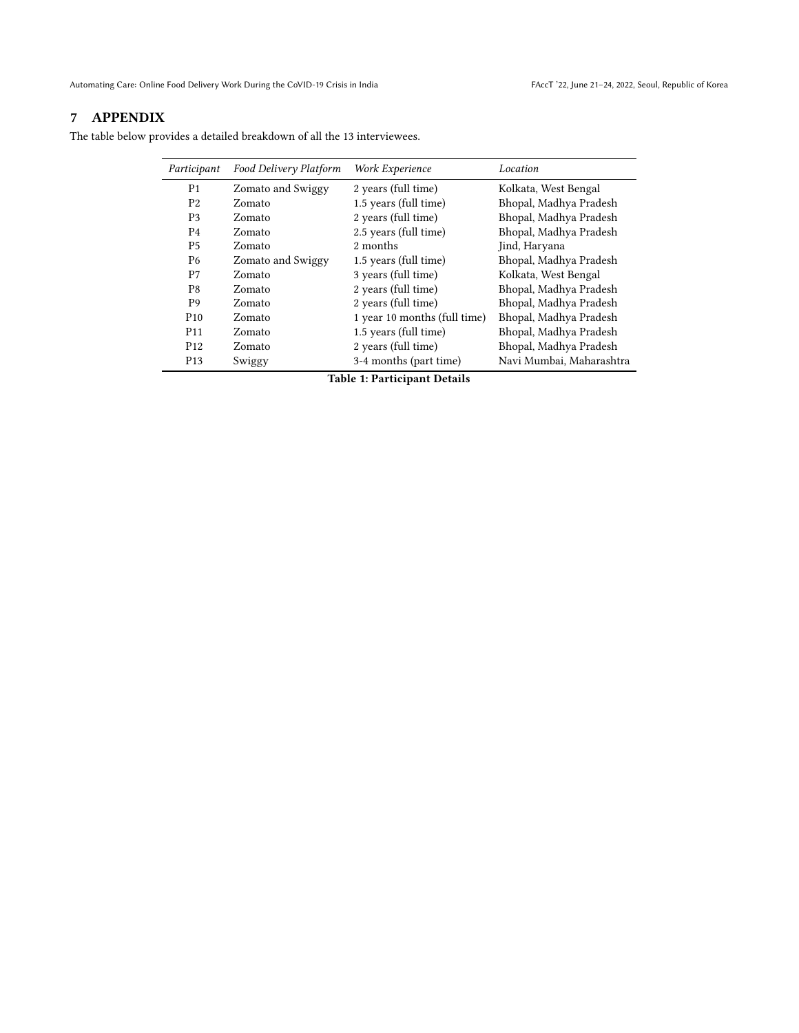## 7 APPENDIX

The table below provides a detailed breakdown of all the 13 interviewees.

| *Participant* | *Food Delivery Platform* | *Work Experience* | *Location* |
|---|---|---|---|
| P1 | Zomato and Swiggy | 2 years (full time) | Kolkata, West Bengal |
| P2 | Zomato | 1.5 years (full time) | Bhopal, Madhya Pradesh |
| P3 | Zomato | 2 years (full time) | Bhopal, Madhya Pradesh |
| P4 | Zomato | 2.5 years (full time) | Bhopal, Madhya Pradesh |
| P5 | Zomato | 2 months | Jind, Haryana |
| P6 | Zomato and Swiggy | 1.5 years (full time) | Bhopal, Madhya Pradesh |
| P7 | Zomato | 3 years (full time) | Kolkata, West Bengal |
| P8 | Zomato | 2 years (full time) | Bhopal, Madhya Pradesh |
| P9 | Zomato | 2 years (full time) | Bhopal, Madhya Pradesh |
| P10 | Zomato | 1 year 10 months (full time) | Bhopal, Madhya Pradesh |
| P11 | Zomato | 1.5 years (full time) | Bhopal, Madhya Pradesh |
| P12 | Zomato | 2 years (full time) | Bhopal, Madhya Pradesh |
| P13 | Swiggy | 3-4 months (part time) | Navi Mumbai, Maharashtra |

**Table 1: Participant Details**